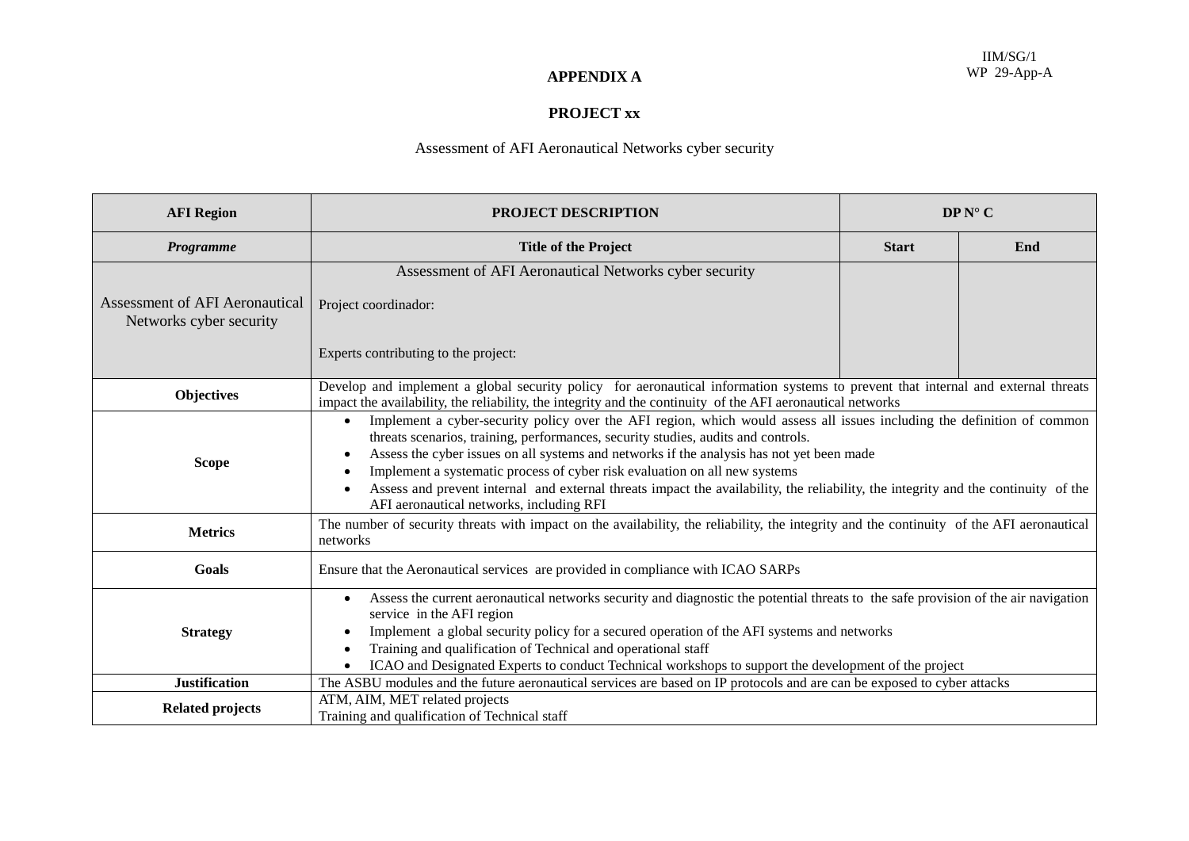IIM/SG/1
WP 29-App-A

**APPENDIX A**

**PROJECT xx**

Assessment of AFI Aeronautical Networks cyber security

| **AFI Region** | **PROJECT DESCRIPTION** | **DP N° C** | |
|---|---|---|---|
| ***Programme*** | **Title of the Project** | **Start** | **End** |
| Assessment of AFI Aeronautical Networks cyber security | Assessment of AFI Aeronautical Networks cyber security<br><br>Project coordinador:<br><br>Experts contributing to the project: | | |
| **Objectives** | Develop and implement a global security policy for aeronautical information systems to prevent that internal and external threats impact the availability, the reliability, the integrity and the continuity of the AFI aeronautical networks | | |
| **Scope** | • Implement a cyber-security policy over the AFI region, which would assess all issues including the definition of common threats scenarios, training, performances, security studies, audits and controls.<br>• Assess the cyber issues on all systems and networks if the analysis has not yet been made<br>• Implement a systematic process of cyber risk evaluation on all new systems<br>• Assess and prevent internal and external threats impact the availability, the reliability, the integrity and the continuity of the AFI aeronautical networks, including RFI | | |
| **Metrics** | The number of security threats with impact on the availability, the reliability, the integrity and the continuity of the AFI aeronautical networks | | |
| **Goals** | Ensure that the Aeronautical services are provided in compliance with ICAO SARPs | | |
| **Strategy** | • Assess the current aeronautical networks security and diagnostic the potential threats to the safe provision of the air navigation service in the AFI region<br>• Implement a global security policy for a secured operation of the AFI systems and networks<br>• Training and qualification of Technical and operational staff<br>• ICAO and Designated Experts to conduct Technical workshops to support the development of the project | | |
| **Justification** | The ASBU modules and the future aeronautical services are based on IP protocols and are can be exposed to cyber attacks | | |
| **Related projects** | ATM, AIM, MET related projects<br>Training and qualification of Technical staff | | |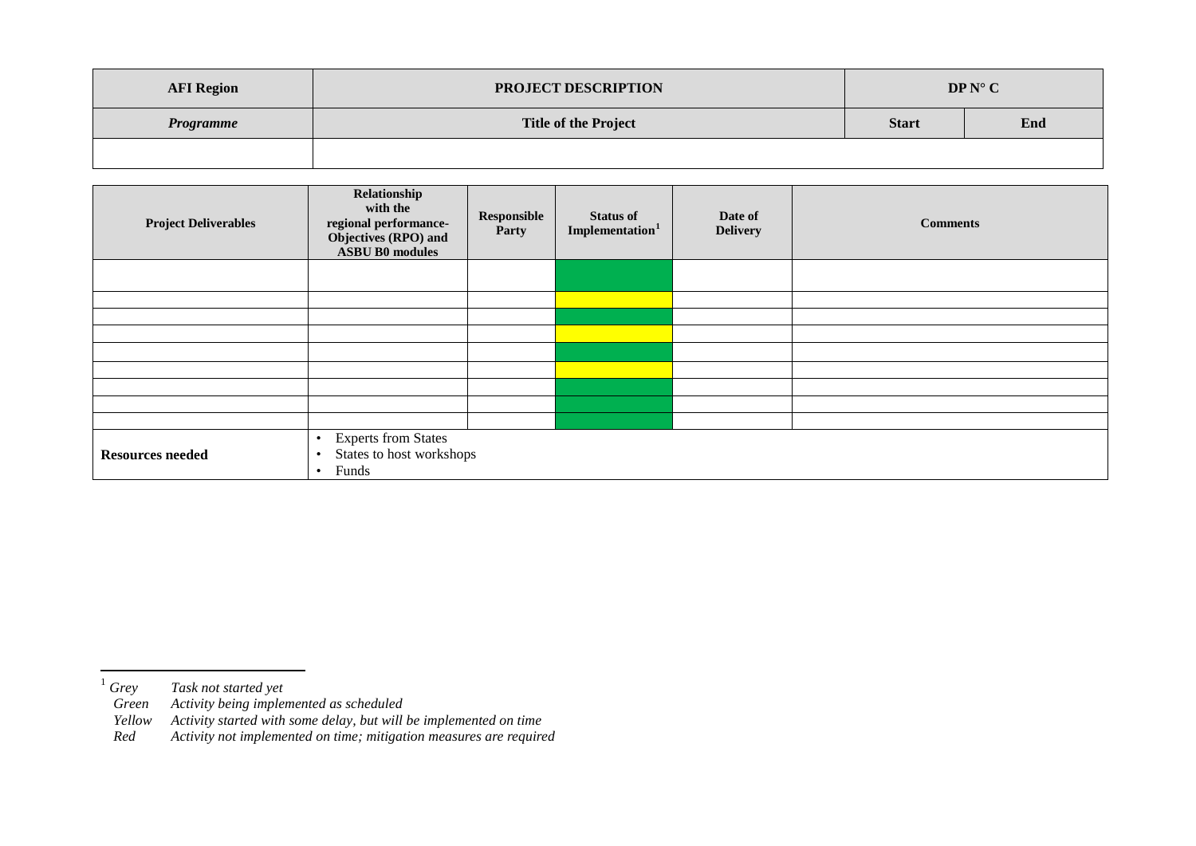| AFI Region | PROJECT DESCRIPTION | DP N° C | |
|---|---|---|---|
| *Programme* | Title of the Project | Start | End |
| | | | |

| Project Deliverables | Relationship with the regional performance-Objectives (RPO) and ASBU B0 modules | Responsible Party | Status of Implementation[1] | Date of Delivery | Comments |
|---|---|---|---|---|---|
| | | | | | |
| | | | | | |
| | | | | | |
| | | | | | |
| | | | | | |
| | | | | | |
| | | | | | |
| | | | | | |
| | | | | | |
| **Resources needed** | • Experts from States<br>• States to host workshops<br>• Funds | | | | |

[1] *Grey* *Task not started yet*
*Green* *Activity being implemented as scheduled*
*Yellow* *Activity started with some delay, but will be implemented on time*
*Red* *Activity not implemented on time; mitigation measures are required*